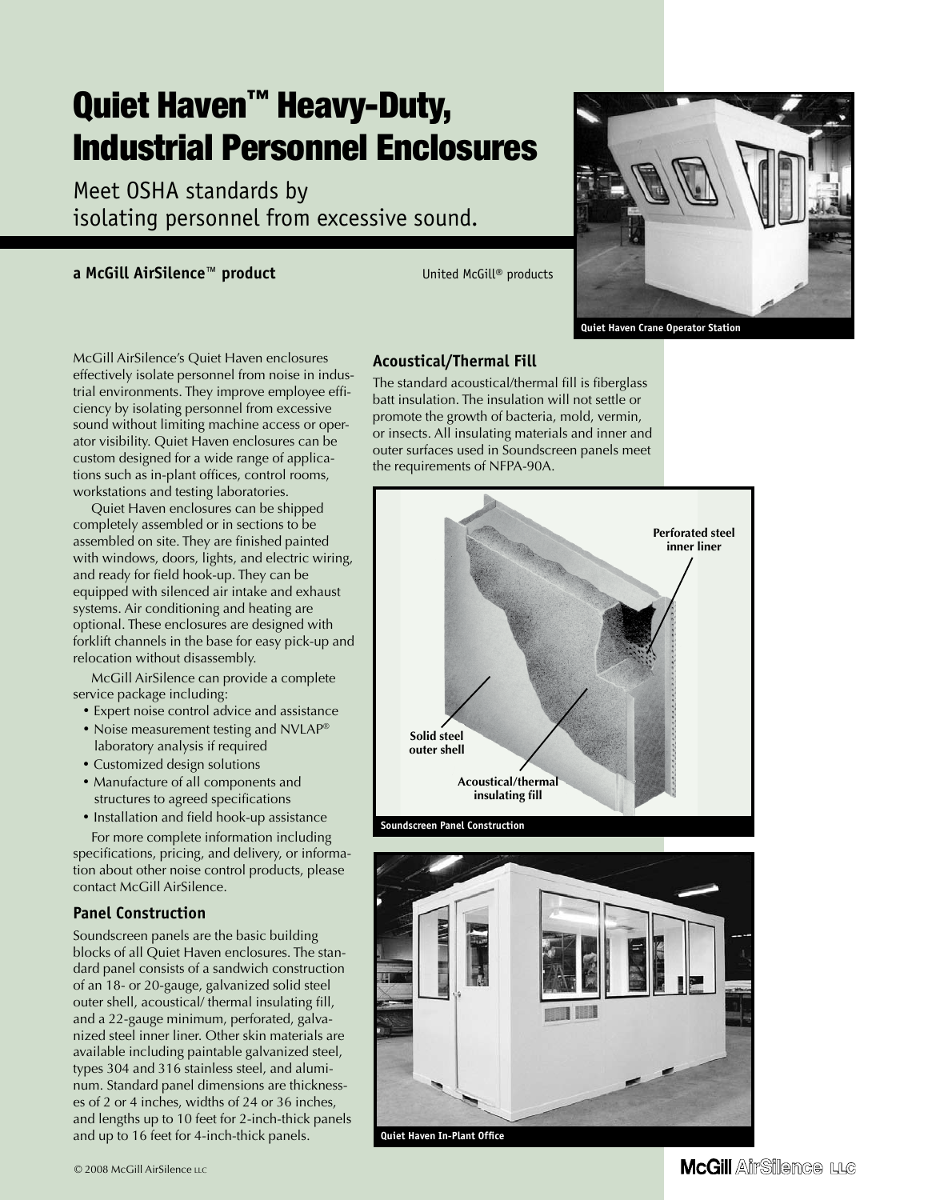# Quiet Haven™ Heavy-Duty, Industrial Personnel Enclosures

Meet OSHA standards by isolating personnel from excessive sound.

**a McGill AirSilence™ product**

United McGill® products

Quiet Haven Crane Operator Station

McGill AirSilence's Quiet Haven enclosures effectively isolate personnel from noise in industrial environments. They improve employee efficiency by isolating personnel from excessive sound without limiting machine access or operator visibility. Quiet Haven enclosures can be custom designed for a wide range of applications such as in-plant offices, control rooms, workstations and testing laboratories.

Quiet Haven enclosures can be shipped completely assembled or in sections to be assembled on site. They are finished painted with windows, doors, lights, and electric wiring, and ready for field hook-up. They can be equipped with silenced air intake and exhaust systems. Air conditioning and heating are optional. These enclosures are designed with forklift channels in the base for easy pick-up and relocation without disassembly.

McGill AirSilence can provide a complete service package including:

- Expert noise control advice and assistance
- Noise measurement testing and NVLAP® laboratory analysis if required
- Customized design solutions
- Manufacture of all components and structures to agreed specifications
- Installation and field hook-up assistance

For more complete information including specifications, pricing, and delivery, or information about other noise control products, please contact McGill AirSilence.

### Panel Construction

Soundscreen panels are the basic building blocks of all Quiet Haven enclosures. The standard panel consists of a sandwich construction of an 18- or 20-gauge, galvanized solid steel outer shell, acoustical/ thermal insulating fill, and a 22-gauge minimum, perforated, galvanized steel inner liner. Other skin materials are available including paintable galvanized steel, types 304 and 316 stainless steel, and aluminum. Standard panel dimensions are thicknesses of 2 or 4 inches, widths of 24 or 36 inches, and lengths up to 10 feet for 2-inch-thick panels and up to 16 feet for 4-inch-thick panels.

### Acoustical/Thermal Fill

The standard acoustical/thermal fill is fiberglass batt insulation. The insulation will not settle or promote the growth of bacteria, mold, vermin, or insects. All insulating materials and inner and outer surfaces used in Soundscreen panels meet the requirements of NFPA-90A.

Perforated steel inner liner

Solid steel outer shell

Acoustical/thermal insulating fill

Soundscreen Panel Construction

Quiet Haven In-Plant Office

© 2008 McGill AirSilence LLC

McGill AirSilence LLC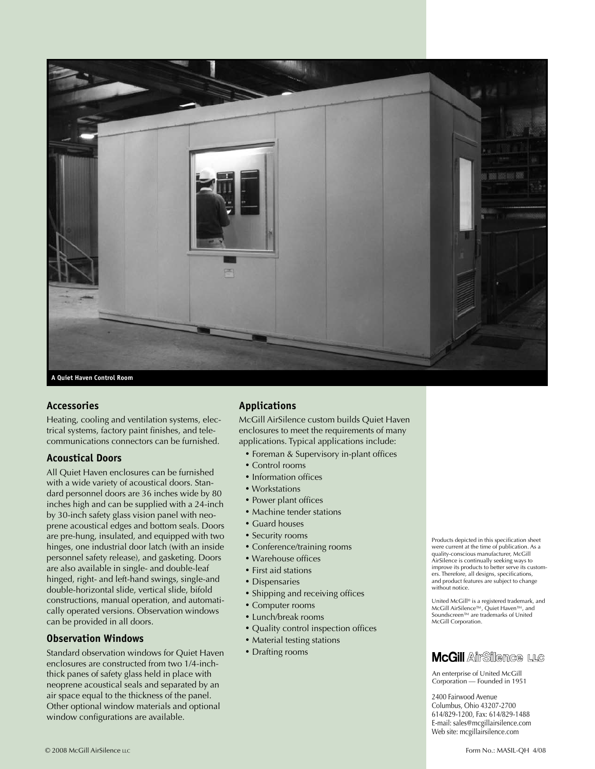A Quiet Haven Control Room

## Accessories

Heating, cooling and ventilation systems, electrical systems, factory paint finishes, and telecommunications connectors can be furnished.

## Acoustical Doors

All Quiet Haven enclosures can be furnished with a wide variety of acoustical doors. Standard personnel doors are 36 inches wide by 80 inches high and can be supplied with a 24-inch by 30-inch safety glass vision panel with neoprene acoustical edges and bottom seals. Doors are pre-hung, insulated, and equipped with two hinges, one industrial door latch (with an inside personnel safety release), and gasketing. Doors are also available in single- and double-leaf hinged, right- and left-hand swings, single-and double-horizontal slide, vertical slide, bifold constructions, manual operation, and automatically operated versions. Observation windows can be provided in all doors.

## Observation Windows

Standard observation windows for Quiet Haven enclosures are constructed from two 1/4-inch-thick panes of safety glass held in place with neoprene acoustical seals and separated by an air space equal to the thickness of the panel. Other optional window materials and optional window configurations are available.

## Applications

McGill AirSilence custom builds Quiet Haven enclosures to meet the requirements of many applications. Typical applications include:

- Foreman & Supervisory in-plant offices
- Control rooms
- Information offices
- Workstations
- Power plant offices
- Machine tender stations
- Guard houses
- Security rooms
- Conference/training rooms
- Warehouse offices
- First aid stations
- Dispensaries
- Shipping and receiving offices
- Computer rooms
- Lunch/break rooms
- Quality control inspection offices
- Material testing stations
- Drafting rooms

Products depicted in this specification sheet were current at the time of publication. As a quality-conscious manufacturer, McGill AirSilence is continually seeking ways to improve its products to better serve its customers. Therefore, all designs, specifications, and product features are subject to change without notice.

United McGill® is a registered trademark, and McGill AirSilence™, Quiet Haven™, and Soundscreen™ are trademarks of United McGill Corporation.

**McGill AirSilence LLC**

An enterprise of United McGill Corporation — Founded in 1951

2400 Fairwood Avenue
Columbus, Ohio 43207-2700
614/829-1200, Fax: 614/829-1488
E-mail: sales@mcgillairsilence.com
Web site: mcgillairsilence.com

© 2008 McGill AirSilence LLC

Form No.: MASIL-QH 4/08